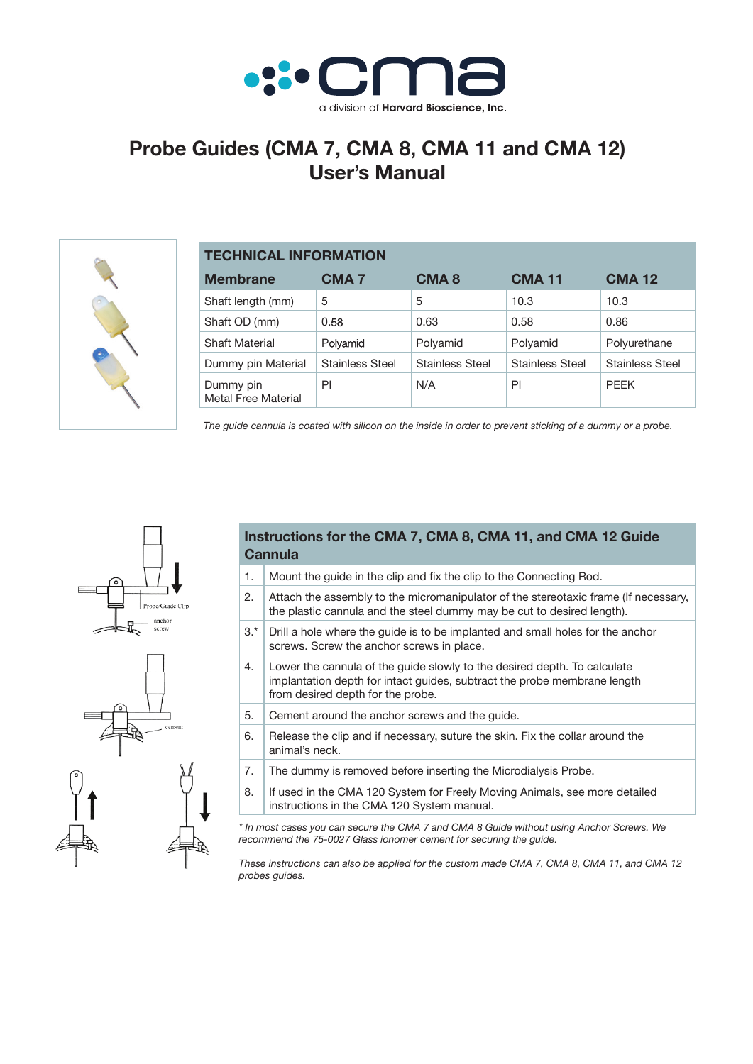a division of **Harvard Bioscience, Inc.**

# Probe Guides (CMA 7, CMA 8, CMA 11 and CMA 12) User's Manual

| TECHNICAL INFORMATION | | | | |
|---|---|---|---|---|
| **Membrane** | **CMA 7** | **CMA 8** | **CMA 11** | **CMA 12** |
| Shaft length (mm) | 5 | 5 | 10.3 | 10.3 |
| Shaft OD (mm) | 0.58 | 0.63 | 0.58 | 0.86 |
| Shaft Material | Polyamid | Polyamid | Polyamid | Polyurethane |
| Dummy pin Material | Stainless Steel | Stainless Steel | Stainless Steel | Stainless Steel |
| Dummy pin Metal Free Material | PI | N/A | PI | PEEK |

*The guide cannula is coated with silicon on the inside in order to prevent sticking of a dummy or a probe.*

| Instructions for the CMA 7, CMA 8, CMA 11, and CMA 12 Guide Cannula | |
|---|---|
| 1. | Mount the guide in the clip and fix the clip to the Connecting Rod. |
| 2. | Attach the assembly to the micromanipulator of the stereotaxic frame (If necessary, the plastic cannula and the steel dummy may be cut to desired length). |
| 3.* | Drill a hole where the guide is to be implanted and small holes for the anchor screws. Screw the anchor screws in place. |
| 4. | Lower the cannula of the guide slowly to the desired depth. To calculate implantation depth for intact guides, subtract the probe membrane length from desired depth for the probe. |
| 5. | Cement around the anchor screws and the guide. |
| 6. | Release the clip and if necessary, suture the skin. Fix the collar around the animal's neck. |
| 7. | The dummy is removed before inserting the Microdialysis Probe. |
| 8. | If used in the CMA 120 System for Freely Moving Animals, see more detailed instructions in the CMA 120 System manual. |

*\* In most cases you can secure the CMA 7 and CMA 8 Guide without using Anchor Screws. We recommend the 75-0027 Glass ionomer cement for securing the guide.*

*These instructions can also be applied for the custom made CMA 7, CMA 8, CMA 11, and CMA 12 probes guides.*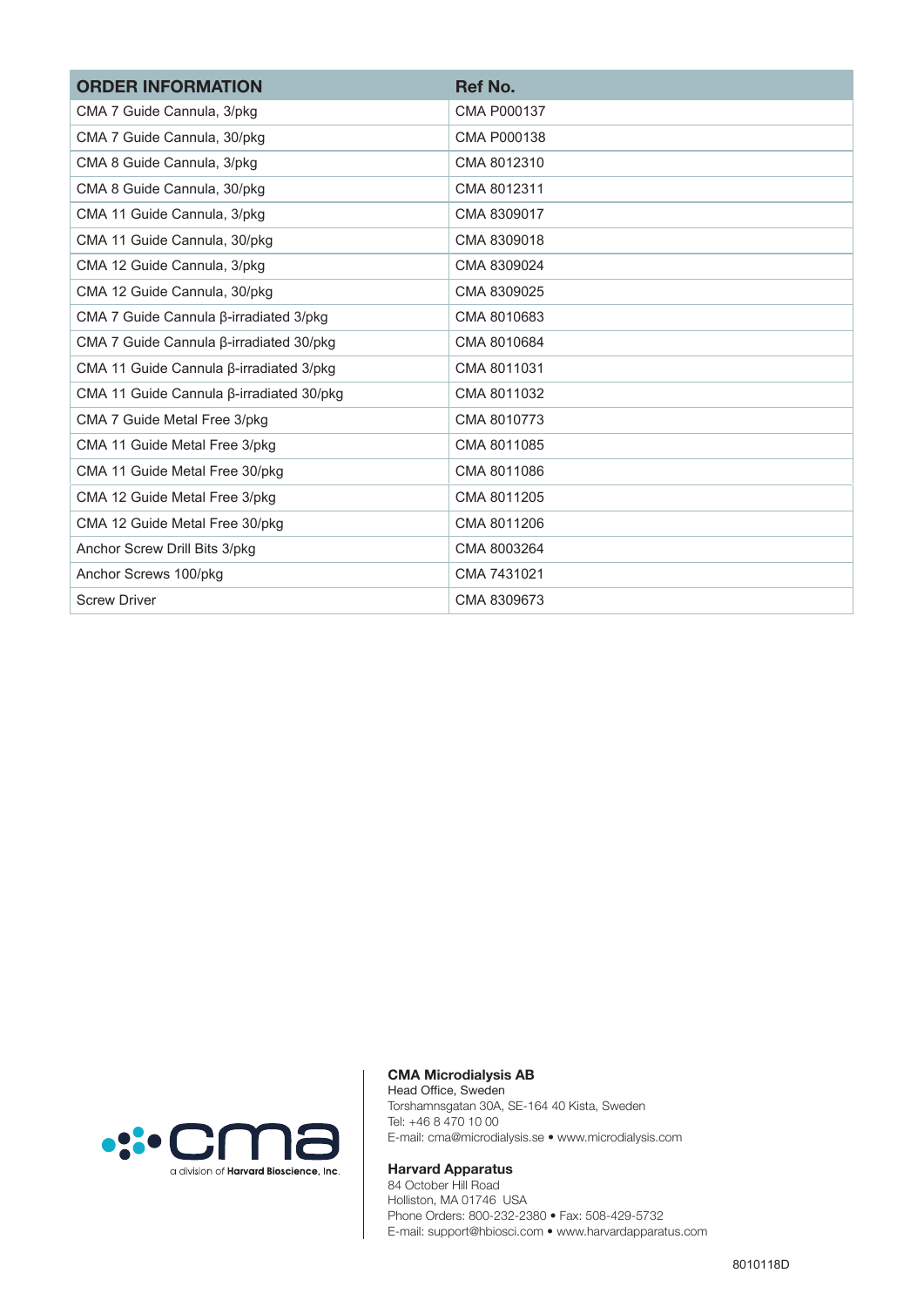| ORDER INFORMATION | Ref No. |
|---|---|
| CMA 7 Guide Cannula, 3/pkg | CMA P000137 |
| CMA 7 Guide Cannula, 30/pkg | CMA P000138 |
| CMA 8 Guide Cannula, 3/pkg | CMA 8012310 |
| CMA 8 Guide Cannula, 30/pkg | CMA 8012311 |
| CMA 11 Guide Cannula, 3/pkg | CMA 8309017 |
| CMA 11 Guide Cannula, 30/pkg | CMA 8309018 |
| CMA 12 Guide Cannula, 3/pkg | CMA 8309024 |
| CMA 12 Guide Cannula, 30/pkg | CMA 8309025 |
| CMA 7 Guide Cannula β-irradiated 3/pkg | CMA 8010683 |
| CMA 7 Guide Cannula β-irradiated 30/pkg | CMA 8010684 |
| CMA 11 Guide Cannula β-irradiated 3/pkg | CMA 8011031 |
| CMA 11 Guide Cannula β-irradiated 30/pkg | CMA 8011032 |
| CMA 7 Guide Metal Free 3/pkg | CMA 8010773 |
| CMA 11 Guide Metal Free 3/pkg | CMA 8011085 |
| CMA 11 Guide Metal Free 30/pkg | CMA 8011086 |
| CMA 12 Guide Metal Free 3/pkg | CMA 8011205 |
| CMA 12 Guide Metal Free 30/pkg | CMA 8011206 |
| Anchor Screw Drill Bits 3/pkg | CMA 8003264 |
| Anchor Screws 100/pkg | CMA 7431021 |
| Screw Driver | CMA 8309673 |

cma

a division of **Harvard Bioscience, Inc.**

**CMA Microdialysis AB**
Head Office, Sweden
Torshamnsgatan 30A, SE-164 40 Kista, Sweden
Tel: +46 8 470 10 00
E-mail: cma@microdialysis.se • www.microdialysis.com

**Harvard Apparatus**
84 October Hill Road
Holliston, MA 01746 USA
Phone Orders: 800-232-2380 • Fax: 508-429-5732
E-mail: support@hbiosci.com • www.harvardapparatus.com

8010118D